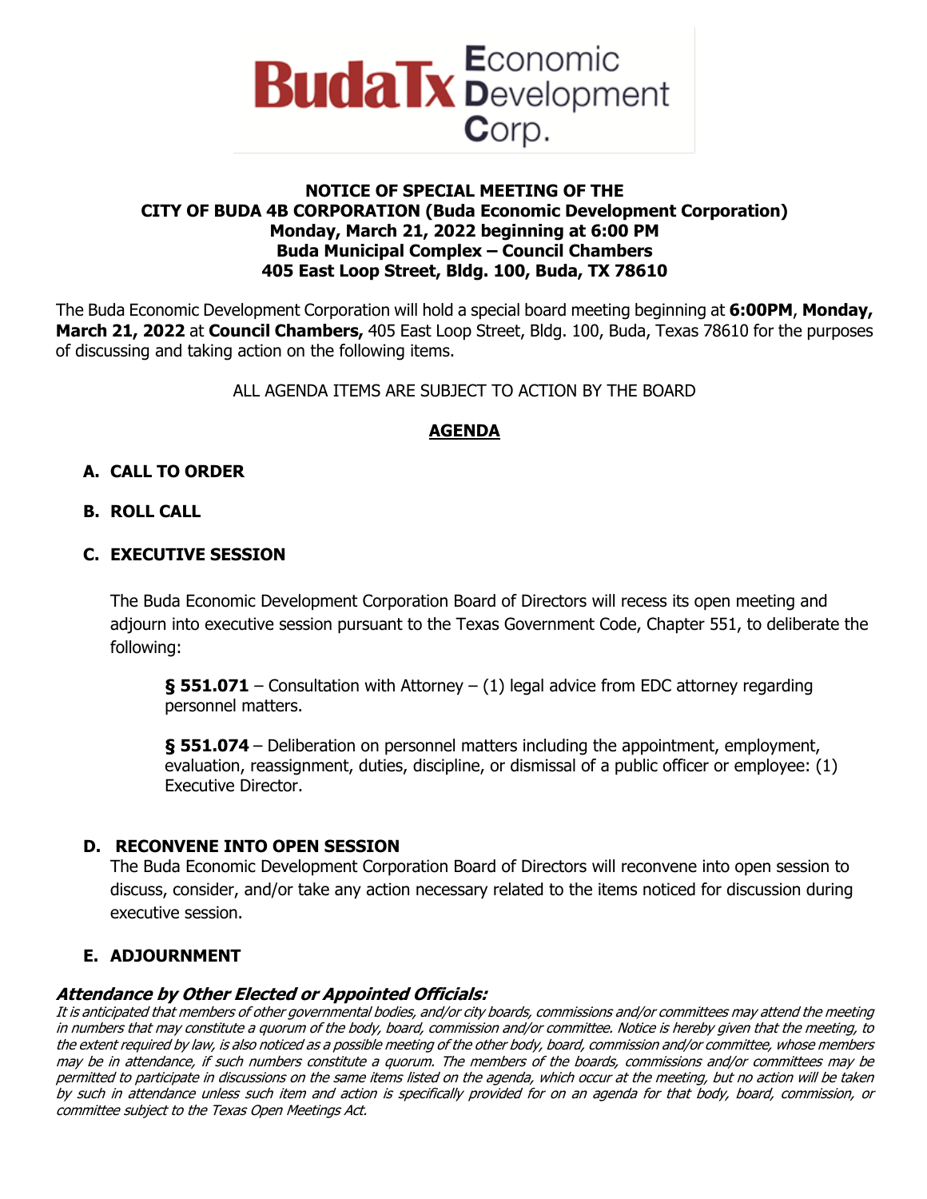**BudaTx Economic Development Corp.**

**NOTICE OF SPECIAL MEETING OF THE**
**CITY OF BUDA 4B CORPORATION (Buda Economic Development Corporation)**
**Monday, March 21, 2022 beginning at 6:00 PM**
**Buda Municipal Complex – Council Chambers**
**405 East Loop Street, Bldg. 100, Buda, TX 78610**

The Buda Economic Development Corporation will hold a special board meeting beginning at **6:00PM**, **Monday, March 21, 2022** at **Council Chambers,** 405 East Loop Street, Bldg. 100, Buda, Texas 78610 for the purposes of discussing and taking action on the following items.

ALL AGENDA ITEMS ARE SUBJECT TO ACTION BY THE BOARD

## AGENDA

**A. CALL TO ORDER**

**B. ROLL CALL**

**C. EXECUTIVE SESSION**

The Buda Economic Development Corporation Board of Directors will recess its open meeting and adjourn into executive session pursuant to the Texas Government Code, Chapter 551, to deliberate the following:

> **§ 551.071** – Consultation with Attorney – (1) legal advice from EDC attorney regarding personnel matters.
>
> **§ 551.074** – Deliberation on personnel matters including the appointment, employment, evaluation, reassignment, duties, discipline, or dismissal of a public officer or employee: (1) Executive Director.

**D. RECONVENE INTO OPEN SESSION**

The Buda Economic Development Corporation Board of Directors will reconvene into open session to discuss, consider, and/or take any action necessary related to the items noticed for discussion during executive session.

**E. ADJOURNMENT**

***Attendance by Other Elected or Appointed Officials:***

*It is anticipated that members of other governmental bodies, and/or city boards, commissions and/or committees may attend the meeting in numbers that may constitute a quorum of the body, board, commission and/or committee. Notice is hereby given that the meeting, to the extent required by law, is also noticed as a possible meeting of the other body, board, commission and/or committee, whose members may be in attendance, if such numbers constitute a quorum. The members of the boards, commissions and/or committees may be permitted to participate in discussions on the same items listed on the agenda, which occur at the meeting, but no action will be taken by such in attendance unless such item and action is specifically provided for on an agenda for that body, board, commission, or committee subject to the Texas Open Meetings Act.*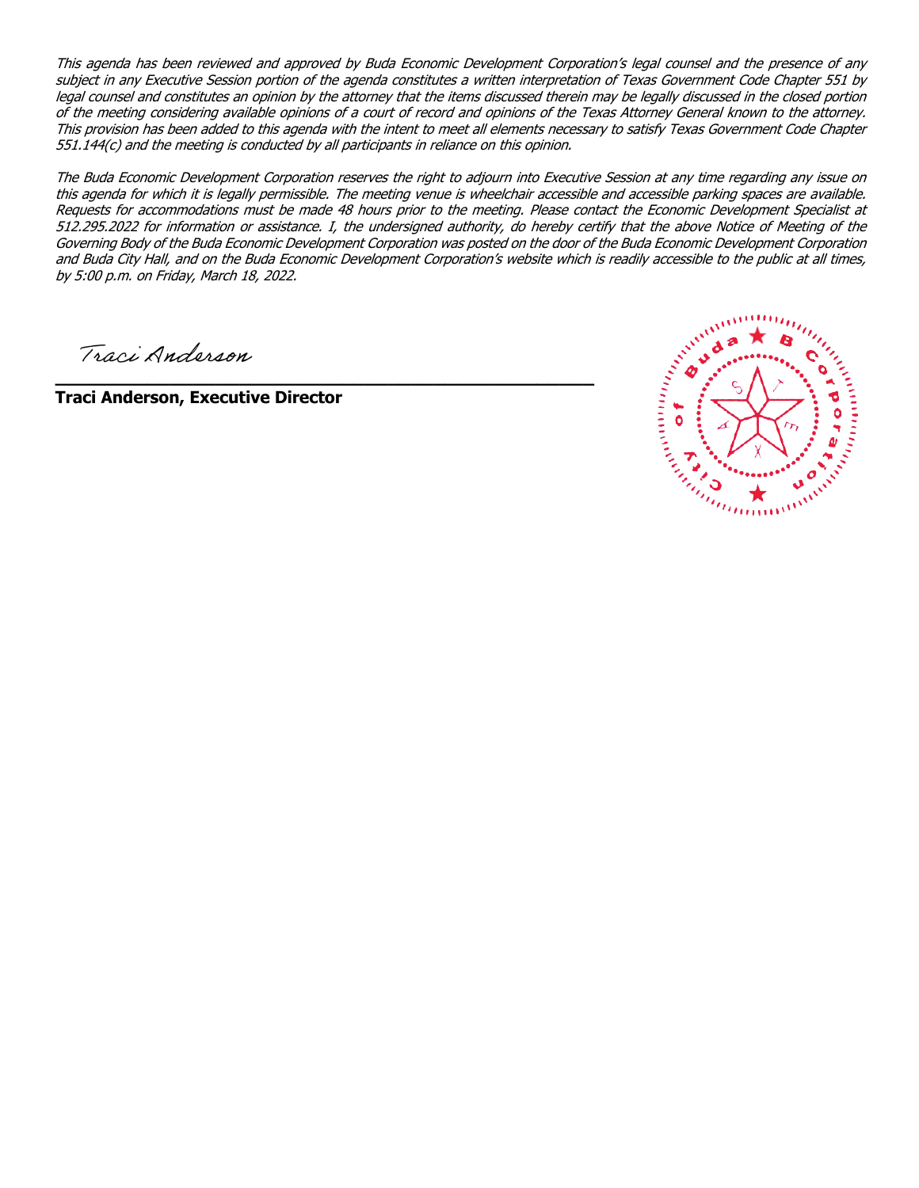*This agenda has been reviewed and approved by Buda Economic Development Corporation's legal counsel and the presence of any subject in any Executive Session portion of the agenda constitutes a written interpretation of Texas Government Code Chapter 551 by legal counsel and constitutes an opinion by the attorney that the items discussed therein may be legally discussed in the closed portion of the meeting considering available opinions of a court of record and opinions of the Texas Attorney General known to the attorney. This provision has been added to this agenda with the intent to meet all elements necessary to satisfy Texas Government Code Chapter 551.144(c) and the meeting is conducted by all participants in reliance on this opinion.*

*The Buda Economic Development Corporation reserves the right to adjourn into Executive Session at any time regarding any issue on this agenda for which it is legally permissible. The meeting venue is wheelchair accessible and accessible parking spaces are available. Requests for accommodations must be made 48 hours prior to the meeting. Please contact the Economic Development Specialist at 512.295.2022 for information or assistance. I, the undersigned authority, do hereby certify that the above Notice of Meeting of the Governing Body of the Buda Economic Development Corporation was posted on the door of the Buda Economic Development Corporation and Buda City Hall, and on the Buda Economic Development Corporation's website which is readily accessible to the public at all times, by 5:00 p.m. on Friday, March 18, 2022.*

Traci Anderson

**Traci Anderson, Executive Director**

City of Buda B Corporation